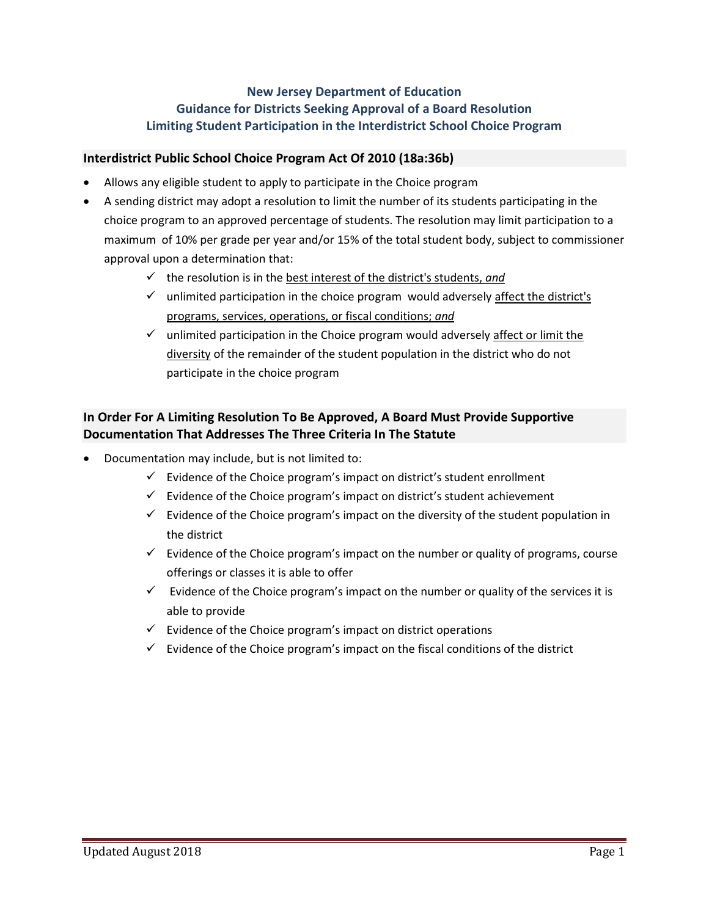# New Jersey Department of Education
# Guidance for Districts Seeking Approval of a Board Resolution
# Limiting Student Participation in the Interdistrict School Choice Program

## Interdistrict Public School Choice Program Act Of 2010 (18a:36b)

- Allows any eligible student to apply to participate in the Choice program
- A sending district may adopt a resolution to limit the number of its students participating in the choice program to an approved percentage of students. The resolution may limit participation to a maximum of 10% per grade per year and/or 15% of the total student body, subject to commissioner approval upon a determination that:
  - ✓ the resolution is in the <u>best interest of the district's students, *and*</u>
  - ✓ unlimited participation in the choice program would adversely <u>affect the district's programs, services, operations, or fiscal conditions; *and*</u>
  - ✓ unlimited participation in the Choice program would adversely <u>affect or limit the diversity</u> of the remainder of the student population in the district who do not participate in the choice program

## In Order For A Limiting Resolution To Be Approved, A Board Must Provide Supportive Documentation That Addresses The Three Criteria In The Statute

- Documentation may include, but is not limited to:
  - ✓ Evidence of the Choice program's impact on district's student enrollment
  - ✓ Evidence of the Choice program's impact on district's student achievement
  - ✓ Evidence of the Choice program's impact on the diversity of the student population in the district
  - ✓ Evidence of the Choice program's impact on the number or quality of programs, course offerings or classes it is able to offer
  - ✓ Evidence of the Choice program's impact on the number or quality of the services it is able to provide
  - ✓ Evidence of the Choice program's impact on district operations
  - ✓ Evidence of the Choice program's impact on the fiscal conditions of the district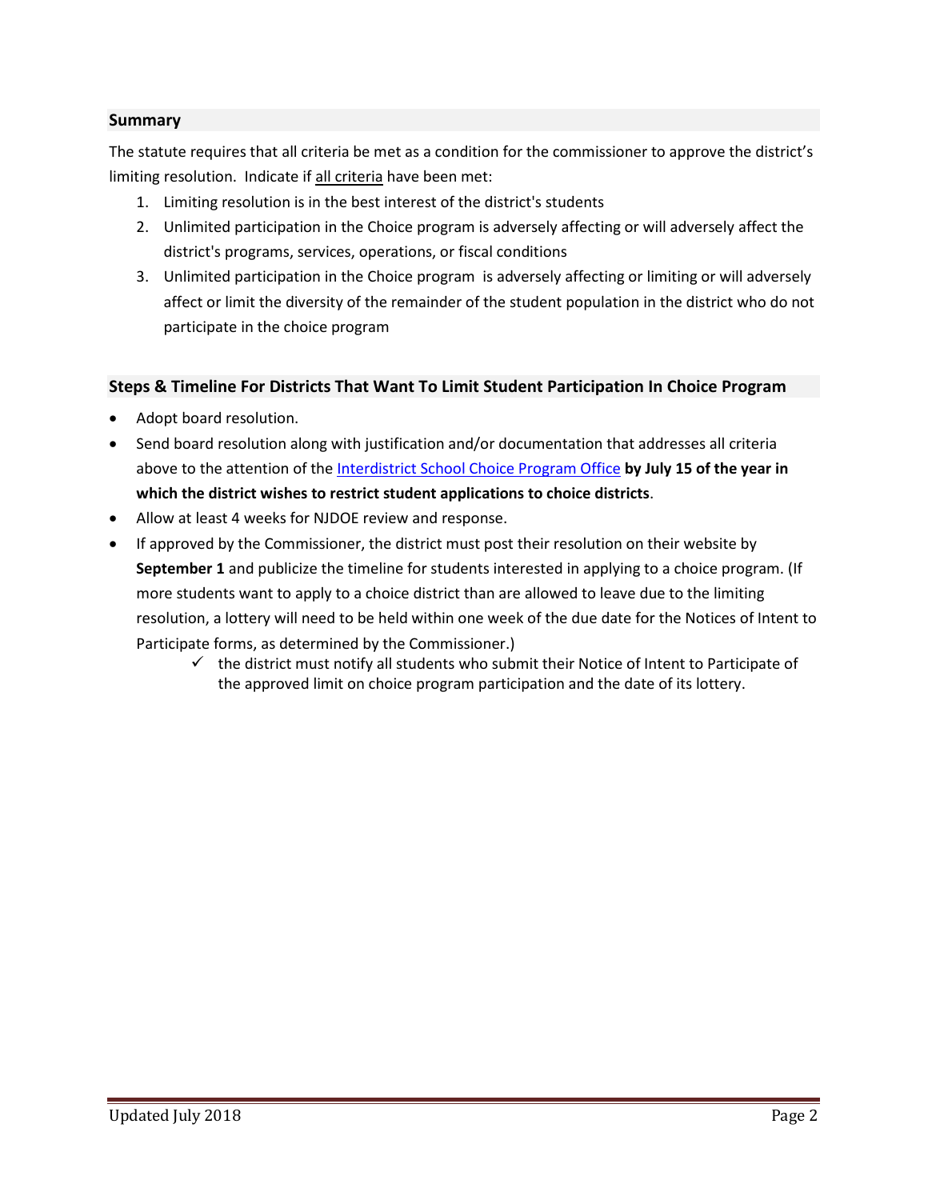## Summary

The statute requires that all criteria be met as a condition for the commissioner to approve the district's limiting resolution. Indicate if all criteria have been met:

1. Limiting resolution is in the best interest of the district's students
2. Unlimited participation in the Choice program is adversely affecting or will adversely affect the district's programs, services, operations, or fiscal conditions
3. Unlimited participation in the Choice program is adversely affecting or limiting or will adversely affect or limit the diversity of the remainder of the student population in the district who do not participate in the choice program

## Steps & Timeline For Districts That Want To Limit Student Participation In Choice Program

- Adopt board resolution.
- Send board resolution along with justification and/or documentation that addresses all criteria above to the attention of the Interdistrict School Choice Program Office **by July 15 of the year in which the district wishes to restrict student applications to choice districts**.
- Allow at least 4 weeks for NJDOE review and response.
- If approved by the Commissioner, the district must post their resolution on their website by **September 1** and publicize the timeline for students interested in applying to a choice program. (If more students want to apply to a choice district than are allowed to leave due to the limiting resolution, a lottery will need to be held within one week of the due date for the Notices of Intent to Participate forms, as determined by the Commissioner.)
    - ✓ the district must notify all students who submit their Notice of Intent to Participate of the approved limit on choice program participation and the date of its lottery.

Updated July 2018